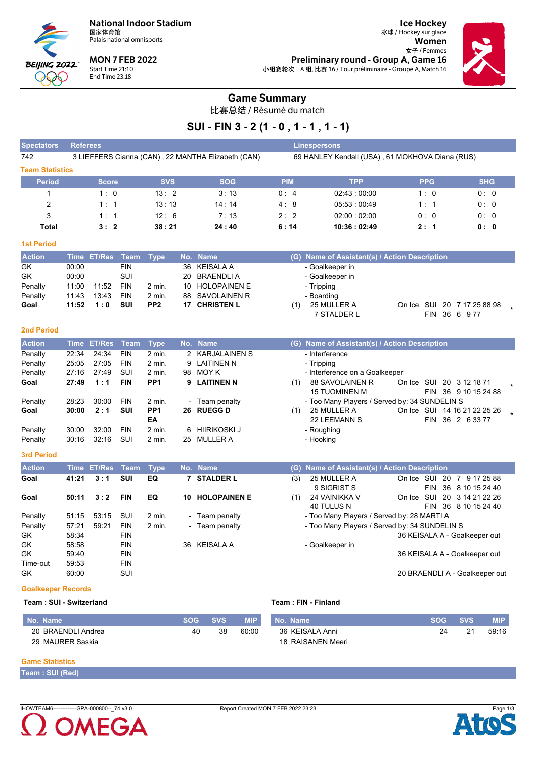National Indoor Stadium
国家体育馆
Palais national omnisports

MON 7 FEB 2022
Start Time 21:10
End Time 23:18

Ice Hockey
冰球 / Hockey sur glace
Women
女子 / Femmes
Preliminary round - Group A, Game 16
小组赛轮次 – A 组, 比赛 16 / Tour préliminaire - Groupe A, Match 16

# Game Summary

比赛总结 / Résumé du match

## SUI - FIN 3 - 2 (1 - 0 , 1 - 1 , 1 - 1)

| Spectators | Referees | Linespersons |
|---|---|---|
| 742 | 3 LIEFFERS Cianna (CAN) , 22 MANTHA Elizabeth (CAN) | 69 HANLEY Kendall (USA) , 61 MOKHOVA Diana (RUS) |

### Team Statistics

| Period | Score | SVS | SOG | PIM | TPP | PPG | SHG |
|---|---|---|---|---|---|---|---|
| 1 | 1 : 0 | 13 : 2 | 3 : 13 | 0 : 4 | 02:43 : 00:00 | 1 : 0 | 0 : 0 |
| 2 | 1 : 1 | 13 : 13 | 14 : 14 | 4 : 8 | 05:53 : 00:49 | 1 : 1 | 0 : 0 |
| 3 | 1 : 1 | 12 : 6 | 7 : 13 | 2 : 2 | 02:00 : 02:00 | 0 : 0 | 0 : 0 |
| **Total** | **3 : 2** | **38 : 21** | **24 : 40** | **6 : 14** | **10:36 : 02:49** | **2 : 1** | **0 : 0** |

### 1st Period

| Action | Time | ET/Res | Team | Type | No. | Name | (G) | Name of Assistant(s) / Action Description | On Ice |
|---|---|---|---|---|---|---|---|---|---|
| GK | 00:00 | | FIN | | 36 | KEISALA A | | - Goalkeeper in | |
| GK | 00:00 | | SUI | | 20 | BRAENDLI A | | - Goalkeeper in | |
| Penalty | 11:00 | 11:52 | FIN | 2 min. | 10 | HOLOPAINEN E | | - Tripping | |
| Penalty | 11:43 | 13:43 | FIN | 2 min. | 88 | SAVOLAINEN R | | - Boarding | |
| **Goal** | **11:52** | **1 : 0** | **SUI** | **PP2** | **17** | **CHRISTEN L** | (1) | 25 MULLER A, 7 STALDER L | SUI 20 7 17 25 88 98 / FIN 36 6 9 77 * |

### 2nd Period

| Action | Time | ET/Res | Team | Type | No. | Name | (G) | Name of Assistant(s) / Action Description | On Ice |
|---|---|---|---|---|---|---|---|---|---|
| Penalty | 22:34 | 24:34 | FIN | 2 min. | 2 | KARJALAINEN S | | - Interference | |
| Penalty | 25:05 | 27:05 | FIN | 2 min. | 9 | LAITINEN N | | - Tripping | |
| Penalty | 27:16 | 27:49 | SUI | 2 min. | 98 | MOY K | | - Interference on a Goalkeeper | |
| **Goal** | **27:49** | **1 : 1** | **FIN** | **PP1** | **9** | **LAITINEN N** | (1) | 88 SAVOLAINEN R, 15 TUOMINEN M | SUI 20 3 12 18 71 / FIN 36 9 10 15 24 88 * |
| Penalty | 28:23 | 30:00 | FIN | 2 min. | - | Team penalty | | - Too Many Players / Served by: 34 SUNDELIN S | |
| **Goal** | **30:00** | **2 : 1** | **SUI** | **PP1 EA** | **26** | **RUEGG D** | (1) | 25 MULLER A, 22 LEEMANN S | SUI 14 16 21 22 25 26 / FIN 36 2 6 33 77 * |
| Penalty | 30:00 | 32:00 | FIN | 2 min. | 6 | HIIRIKOSKI J | | - Roughing | |
| Penalty | 30:16 | 32:16 | SUI | 2 min. | 25 | MULLER A | | - Hooking | |

### 3rd Period

| Action | Time | ET/Res | Team | Type | No. | Name | (G) | Name of Assistant(s) / Action Description | On Ice |
|---|---|---|---|---|---|---|---|---|---|
| **Goal** | **41:21** | **3 : 1** | **SUI** | **EQ** | **7** | **STALDER L** | (3) | 25 MULLER A, 9 SIGRIST S | SUI 20 7 9 17 25 88 / FIN 36 8 10 15 24 40 |
| **Goal** | **50:11** | **3 : 2** | **FIN** | **EQ** | **10** | **HOLOPAINEN E** | (1) | 24 VAINIKKA V, 40 TULUS N | SUI 20 3 14 21 22 26 / FIN 36 8 10 15 24 40 |
| Penalty | 51:15 | 53:15 | SUI | 2 min. | - | Team penalty | | - Too Many Players / Served by: 28 MARTI A | |
| Penalty | 57:21 | 59:21 | FIN | 2 min. | - | Team penalty | | - Too Many Players / Served by: 34 SUNDELIN S | |
| GK | 58:34 | | FIN | | | | | 36 KEISALA A - Goalkeeper out | |
| GK | 58:58 | | FIN | | 36 | KEISALA A | | - Goalkeeper in | |
| GK | 59:40 | | FIN | | | | | 36 KEISALA A - Goalkeeper out | |
| Time-out | 59:53 | | FIN | | | | | | |
| GK | 60:00 | | SUI | | | | | 20 BRAENDLI A - Goalkeeper out | |

### Goalkeeper Records

**Team : SUI - Switzerland**

| No. Name | SOG | SVS | MIP |
|---|---|---|---|
| 20 BRAENDLI Andrea | 40 | 38 | 60:00 |
| 29 MAURER Saskia | | | |

**Team : FIN - Finland**

| No. Name | SOG | SVS | MIP |
|---|---|---|---|
| 36 KEISALA Anni | 24 | 21 | 59:16 |
| 18 RAISANEN Meeri | | | |

### Game Statistics

**Team : SUI (Red)**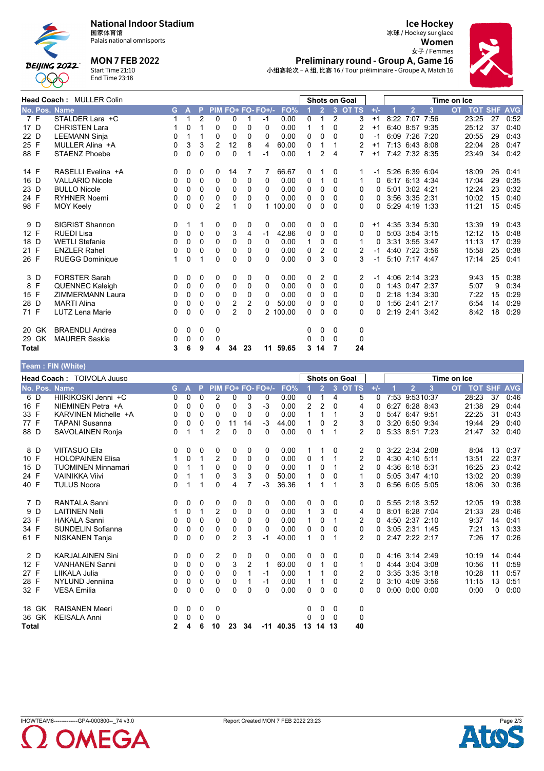**National Indoor Stadium**
国家体育馆
Palais national omnisports

**MON 7 FEB 2022**
Start Time 21:10
End Time 23:18

**Ice Hockey**
冰球 / Hockey sur glace
**Women**
女子 / Femmes
**Preliminary round - Group A, Game 16**
小组赛轮次 - A 组, 比赛 16 / Tour préliminaire - Groupe A, Match 16

**Head Coach : MULLER Colin**

| No. | Pos. | Name | G | A | P | PIM | FO+ | FO- | FO+/- | FO% | SoG 1 | SoG 2 | SoG 3 | SoG OT | SoG TS | +/- | TOI 1 | TOI 2 | TOI 3 | TOI OT | TOT | SHF | AVG |
|---|---|---|---|---|---|---|---|---|---|---|---|---|---|---|---|---|---|---|---|---|---|---|---|
| 7 | F | STALDER Lara +C | 1 | 1 | 2 | 0 | 0 | 1 | -1 | 0.00 | 0 | 1 | 2 | | 3 | +1 | 8:22 | 7:07 | 7:56 | | 23:25 | 27 | 0:52 |
| 17 | D | CHRISTEN Lara | 1 | 0 | 1 | 0 | 0 | 0 | 0 | 0.00 | 1 | 1 | 0 | | 2 | +1 | 6:40 | 8:57 | 9:35 | | 25:12 | 37 | 0:40 |
| 22 | D | LEEMANN Sinja | 0 | 1 | 1 | 0 | 0 | 0 | 0 | 0.00 | 0 | 0 | 0 | | 0 | -1 | 6:09 | 7:26 | 7:20 | | 20:55 | 29 | 0:43 |
| 25 | F | MULLER Alina +A | 0 | 3 | 3 | 2 | 12 | 8 | 4 | 60.00 | 0 | 1 | 1 | | 2 | +1 | 7:13 | 6:43 | 8:08 | | 22:04 | 28 | 0:47 |
| 88 | F | STAENZ Phoebe | 0 | 0 | 0 | 0 | 0 | 1 | -1 | 0.00 | 1 | 2 | 4 | | 7 | +1 | 7:42 | 7:32 | 8:35 | | 23:49 | 34 | 0:42 |
| 14 | F | RASELLI Evelina +A | 0 | 0 | 0 | 0 | 14 | 7 | 7 | 66.67 | 0 | 1 | 0 | | 1 | -1 | 5:26 | 6:39 | 6:04 | | 18:09 | 26 | 0:41 |
| 16 | D | VALLARIO Nicole | 0 | 0 | 0 | 0 | 0 | 0 | 0 | 0.00 | 0 | 1 | 0 | | 1 | 0 | 6:17 | 6:13 | 4:34 | | 17:04 | 29 | 0:35 |
| 23 | D | BULLO Nicole | 0 | 0 | 0 | 0 | 0 | 0 | 0 | 0.00 | 0 | 0 | 0 | | 0 | 0 | 5:01 | 3:02 | 4:21 | | 12:24 | 23 | 0:32 |
| 24 | F | RYHNER Noemi | 0 | 0 | 0 | 0 | 0 | 0 | 0 | 0.00 | 0 | 0 | 0 | | 0 | 0 | 3:56 | 3:35 | 2:31 | | 10:02 | 15 | 0:40 |
| 98 | F | MOY Keely | 0 | 0 | 0 | 2 | 1 | 0 | 1 | 100.00 | 0 | 0 | 0 | | 0 | 0 | 5:29 | 4:19 | 1:33 | | 11:21 | 15 | 0:45 |
| 9 | D | SIGRIST Shannon | 0 | 1 | 1 | 0 | 0 | 0 | 0 | 0.00 | 0 | 0 | 0 | | 0 | +1 | 4:35 | 3:34 | 5:30 | | 13:39 | 19 | 0:43 |
| 12 | F | RUEDI Lisa | 0 | 0 | 0 | 0 | 3 | 4 | -1 | 42.86 | 0 | 0 | 0 | | 0 | 0 | 5:03 | 3:54 | 3:15 | | 12:12 | 15 | 0:48 |
| 18 | D | WETLI Stefanie | 0 | 0 | 0 | 0 | 0 | 0 | 0 | 0.00 | 1 | 0 | 0 | | 1 | 0 | 3:31 | 3:55 | 3:47 | | 11:13 | 17 | 0:39 |
| 21 | F | ENZLER Rahel | 0 | 0 | 0 | 0 | 0 | 0 | 0 | 0.00 | 0 | 2 | 0 | | 2 | -1 | 4:40 | 7:22 | 3:56 | | 15:58 | 25 | 0:38 |
| 26 | F | RUEGG Dominique | 1 | 0 | 1 | 0 | 0 | 0 | 0 | 0.00 | 0 | 3 | 0 | | 3 | -1 | 5:10 | 7:17 | 4:47 | | 17:14 | 25 | 0:41 |
| 3 | D | FORSTER Sarah | 0 | 0 | 0 | 0 | 0 | 0 | 0 | 0.00 | 0 | 2 | 0 | | 2 | -1 | 4:06 | 2:14 | 3:23 | | 9:43 | 15 | 0:38 |
| 8 | F | QUENNEC Kaleigh | 0 | 0 | 0 | 0 | 0 | 0 | 0 | 0.00 | 0 | 0 | 0 | | 0 | 0 | 1:43 | 0:47 | 2:37 | | 5:07 | 9 | 0:34 |
| 15 | F | ZIMMERMANN Laura | 0 | 0 | 0 | 0 | 0 | 0 | 0 | 0.00 | 0 | 0 | 0 | | 0 | 0 | 2:18 | 1:34 | 3:30 | | 7:22 | 15 | 0:29 |
| 28 | D | MARTI Alina | 0 | 0 | 0 | 0 | 2 | 2 | 0 | 50.00 | 0 | 0 | 0 | | 0 | 0 | 1:56 | 2:41 | 2:17 | | 6:54 | 14 | 0:29 |
| 71 | F | LUTZ Lena Marie | 0 | 0 | 0 | 0 | 2 | 0 | 2 | 100.00 | 0 | 0 | 0 | | 0 | 0 | 2:19 | 2:41 | 3:42 | | 8:42 | 18 | 0:29 |
| 20 | GK | BRAENDLI Andrea | 0 | 0 | 0 | 0 | | | | | 0 | 0 | 0 | | 0 | | | | | | | | |
| 29 | GK | MAURER Saskia | 0 | 0 | 0 | 0 | | | | | 0 | 0 | 0 | | 0 | | | | | | | | |
| **Total** | | | **3** | **6** | **9** | **4** | **34** | **23** | **11** | **59.65** | **3** | **14** | **7** | | **24** | | | | | | | | |

## Team : FIN (White)

**Head Coach : TOIVOLA Juuso**

| No. | Pos. | Name | G | A | P | PIM | FO+ | FO- | FO+/- | FO% | SoG 1 | SoG 2 | SoG 3 | SoG OT | SoG TS | +/- | TOI 1 | TOI 2 | TOI 3 | TOI OT | TOT | SHF | AVG |
|---|---|---|---|---|---|---|---|---|---|---|---|---|---|---|---|---|---|---|---|---|---|---|---|
| 6 | D | HIIRIKOSKI Jenni +C | 0 | 0 | 0 | 2 | 0 | 0 | 0 | 0.00 | 0 | 1 | 4 | | 5 | 0 | 7:53 | 9:53 | 10:37 | | 28:23 | 37 | 0:46 |
| 16 | F | NIEMINEN Petra +A | 0 | 0 | 0 | 0 | 0 | 3 | -3 | 0.00 | 2 | 2 | 0 | | 4 | 0 | 6:27 | 6:28 | 8:43 | | 21:38 | 29 | 0:44 |
| 33 | F | KARVINEN Michelle +A | 0 | 0 | 0 | 0 | 0 | 0 | 0 | 0.00 | 1 | 1 | 1 | | 3 | 0 | 5:47 | 6:47 | 9:51 | | 22:25 | 31 | 0:43 |
| 77 | F | TAPANI Susanna | 0 | 0 | 0 | 0 | 11 | 14 | -3 | 44.00 | 1 | 0 | 2 | | 3 | 0 | 3:20 | 6:50 | 9:34 | | 19:44 | 29 | 0:40 |
| 88 | D | SAVOLAINEN Ronja | 0 | 1 | 1 | 2 | 0 | 0 | 0 | 0.00 | 0 | 1 | 1 | | 2 | 0 | 5:33 | 8:51 | 7:23 | | 21:47 | 32 | 0:40 |
| 8 | D | VIITASUO Ella | 0 | 0 | 0 | 0 | 0 | 0 | 0 | 0.00 | 1 | 1 | 0 | | 2 | 0 | 3:22 | 2:34 | 2:08 | | 8:04 | 13 | 0:37 |
| 10 | F | HOLOPAINEN Elisa | 1 | 0 | 1 | 2 | 0 | 0 | 0 | 0.00 | 0 | 1 | 1 | | 2 | 0 | 4:30 | 4:10 | 5:11 | | 13:51 | 22 | 0:37 |
| 15 | D | TUOMINEN Minnamari | 0 | 1 | 1 | 0 | 0 | 0 | 0 | 0.00 | 1 | 0 | 1 | | 2 | 0 | 4:36 | 6:18 | 5:31 | | 16:25 | 23 | 0:42 |
| 24 | F | VAINIKKA Viivi | 0 | 1 | 1 | 0 | 3 | 3 | 0 | 50.00 | 1 | 0 | 0 | | 1 | 0 | 5:05 | 3:47 | 4:10 | | 13:02 | 20 | 0:39 |
| 40 | F | TULUS Noora | 0 | 1 | 1 | 0 | 4 | 7 | -3 | 36.36 | 1 | 1 | 1 | | 3 | 0 | 6:56 | 6:05 | 5:05 | | 18:06 | 30 | 0:36 |
| 7 | D | RANTALA Sanni | 0 | 0 | 0 | 0 | 0 | 0 | 0 | 0.00 | 0 | 0 | 0 | | 0 | 0 | 5:55 | 2:18 | 3:52 | | 12:05 | 19 | 0:38 |
| 9 | D | LAITINEN Nelli | 1 | 0 | 1 | 2 | 0 | 0 | 0 | 0.00 | 1 | 3 | 0 | | 4 | 0 | 8:01 | 6:28 | 7:04 | | 21:33 | 28 | 0:46 |
| 23 | F | HAKALA Sanni | 0 | 0 | 0 | 0 | 0 | 0 | 0 | 0.00 | 1 | 0 | 1 | | 2 | 0 | 4:50 | 2:37 | 2:10 | | 9:37 | 14 | 0:41 |
| 34 | F | SUNDELIN Sofianna | 0 | 0 | 0 | 0 | 0 | 0 | 0 | 0.00 | 0 | 0 | 0 | | 0 | 0 | 3:05 | 2:31 | 1:45 | | 7:21 | 13 | 0:33 |
| 61 | F | NISKANEN Tanja | 0 | 0 | 0 | 0 | 2 | 3 | -1 | 40.00 | 1 | 0 | 1 | | 2 | 0 | 2:47 | 2:22 | 2:17 | | 7:26 | 17 | 0:26 |
| 2 | D | KARJALAINEN Sini | 0 | 0 | 0 | 2 | 0 | 0 | 0 | 0.00 | 0 | 0 | 0 | | 0 | 0 | 4:16 | 3:14 | 2:49 | | 10:19 | 14 | 0:44 |
| 12 | F | VANHANEN Sanni | 0 | 0 | 0 | 0 | 3 | 2 | 1 | 60.00 | 0 | 1 | 0 | | 1 | 0 | 4:44 | 3:04 | 3:08 | | 10:56 | 11 | 0:59 |
| 27 | F | LIIKALA Julia | 0 | 0 | 0 | 0 | 0 | 1 | -1 | 0.00 | 1 | 1 | 0 | | 2 | 0 | 3:35 | 3:35 | 3:18 | | 10:28 | 11 | 0:57 |
| 28 | F | NYLUND Jenniina | 0 | 0 | 0 | 0 | 0 | 1 | -1 | 0.00 | 1 | 1 | 0 | | 2 | 0 | 3:10 | 4:09 | 3:56 | | 11:15 | 13 | 0:51 |
| 32 | F | VESA Emilia | 0 | 0 | 0 | 0 | 0 | 0 | 0 | 0.00 | 0 | 0 | 0 | | 0 | 0 | 0:00 | 0:00 | 0:00 | | 0:00 | 0 | 0:00 |
| 18 | GK | RAISANEN Meeri | 0 | 0 | 0 | 0 | | | | | 0 | 0 | 0 | | 0 | | | | | | | | |
| 36 | GK | KEISALA Anni | 0 | 0 | 0 | 0 | | | | | 0 | 0 | 0 | | 0 | | | | | | | | |
| **Total** | | | **2** | **4** | **6** | **10** | **23** | **34** | **-11** | **40.35** | **13** | **14** | **13** | | **40** | | | | | | | | |

IHOWTEAM6------------GPA-000800--_74 v3.0

Report Created MON 7 FEB 2022 23:23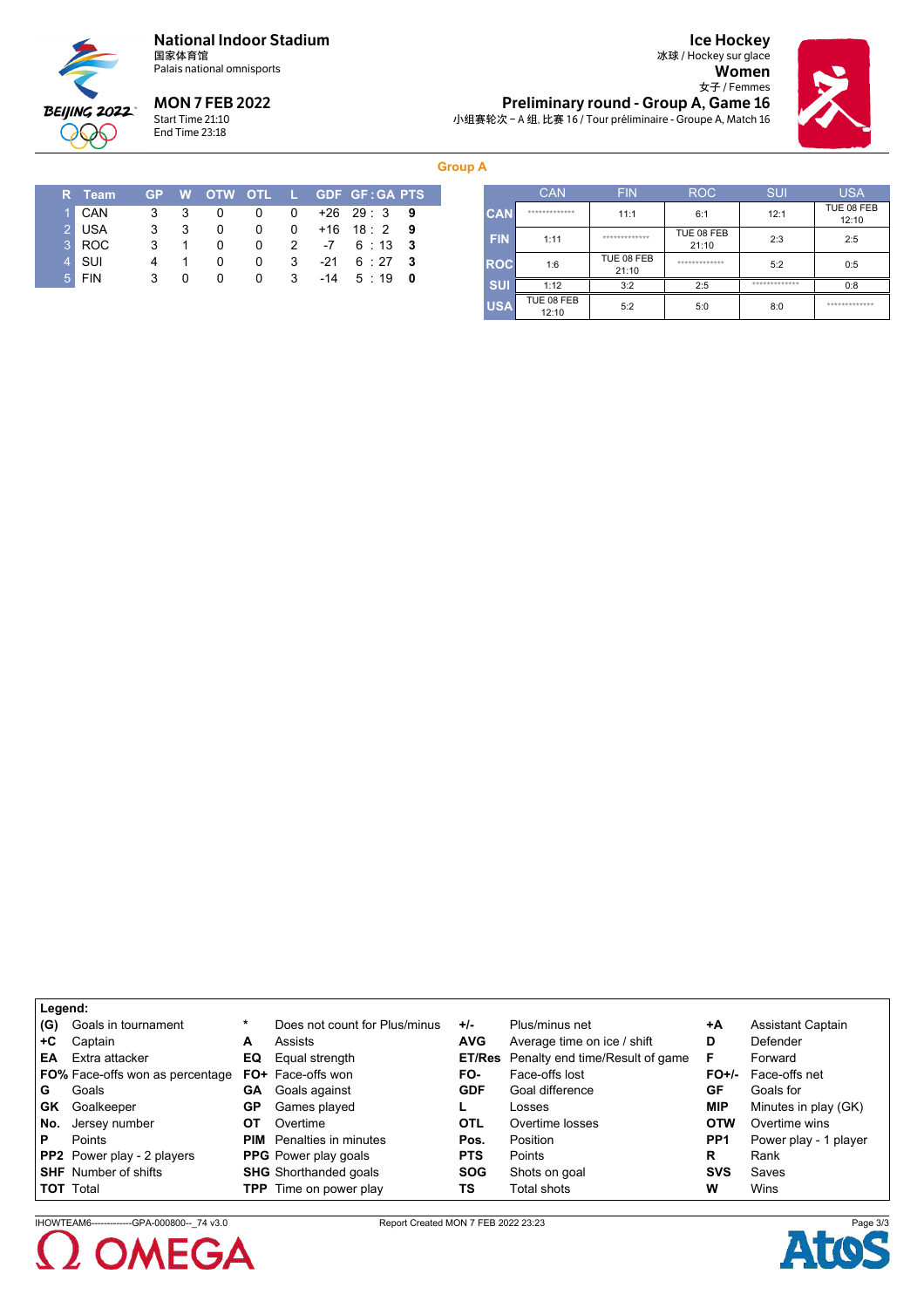National Indoor Stadium
国家体育馆
Palais national omnisports

**MON 7 FEB 2022**
Start Time 21:10
End Time 23:18

Ice Hockey
冰球 / Hockey sur glace
**Women**
女子 / Femmes
**Preliminary round - Group A, Game 16**
小组赛轮次 – A 组, 比赛 16 / Tour préliminaire - Groupe A, Match 16

## Group A

| R | Team | GP | W | OTW | OTL | L | GDF | GF : GA | PTS |
|---|---|---|---|---|---|---|---|---|---|
| 1 | CAN | 3 | 3 | 0 | 0 | 0 | +26 | 29 : 3 | 9 |
| 2 | USA | 3 | 3 | 0 | 0 | 0 | +16 | 18 : 2 | 9 |
| 3 | ROC | 3 | 1 | 0 | 0 | 2 | -7 | 6 : 13 | 3 |
| 4 | SUI | 4 | 1 | 0 | 0 | 3 | -21 | 6 : 27 | 3 |
| 5 | FIN | 3 | 0 | 0 | 0 | 3 | -14 | 5 : 19 | 0 |

| | CAN | FIN | ROC | SUI | USA |
|---|---|---|---|---|---|
| CAN | ************* | 11:1 | 6:1 | 12:1 | TUE 08 FEB 12:10 |
| FIN | 1:11 | ************* | TUE 08 FEB 21:10 | 2:3 | 2:5 |
| ROC | 1:6 | TUE 08 FEB 21:10 | ************* | 5:2 | 0:5 |
| SUI | 1:12 | 3:2 | 2:5 | ************* | 0:8 |
| USA | TUE 08 FEB 12:10 | 5:2 | 5:0 | 8:0 | ************* |

**Legend:**

| | | | | | | | |
|---|---|---|---|---|---|---|---|
| **(G)** | Goals in tournament | ***** | Does not count for Plus/minus | **+/-** | Plus/minus net | **+A** | Assistant Captain |
| **+C** | Captain | **A** | Assists | **AVG** | Average time on ice / shift | **D** | Defender |
| **EA** | Extra attacker | **EQ** | Equal strength | **ET/Res** | Penalty end time/Result of game | **F** | Forward |
| **FO%** | Face-offs won as percentage | **FO+** | Face-offs won | **FO-** | Face-offs lost | **FO+/-** | Face-offs net |
| **G** | Goals | **GA** | Goals against | **GDF** | Goal difference | **GF** | Goals for |
| **GK** | Goalkeeper | **GP** | Games played | **L** | Losses | **MIP** | Minutes in play (GK) |
| **No.** | Jersey number | **OT** | Overtime | **OTL** | Overtime losses | **OTW** | Overtime wins |
| **P** | Points | **PIM** | Penalties in minutes | **Pos.** | Position | **PP1** | Power play - 1 player |
| **PP2** | Power play - 2 players | **PPG** | Power play goals | **PTS** | Points | **R** | Rank |
| **SHF** | Number of shifts | **SHG** | Shorthanded goals | **SOG** | Shots on goal | **SVS** | Saves |
| **TOT** | Total | **TPP** | Time on power play | **TS** | Total shots | **W** | Wins |

IHOWTEAM6-------------GPA-000800--_74 v3.0 Report Created MON 7 FEB 2022 23:23